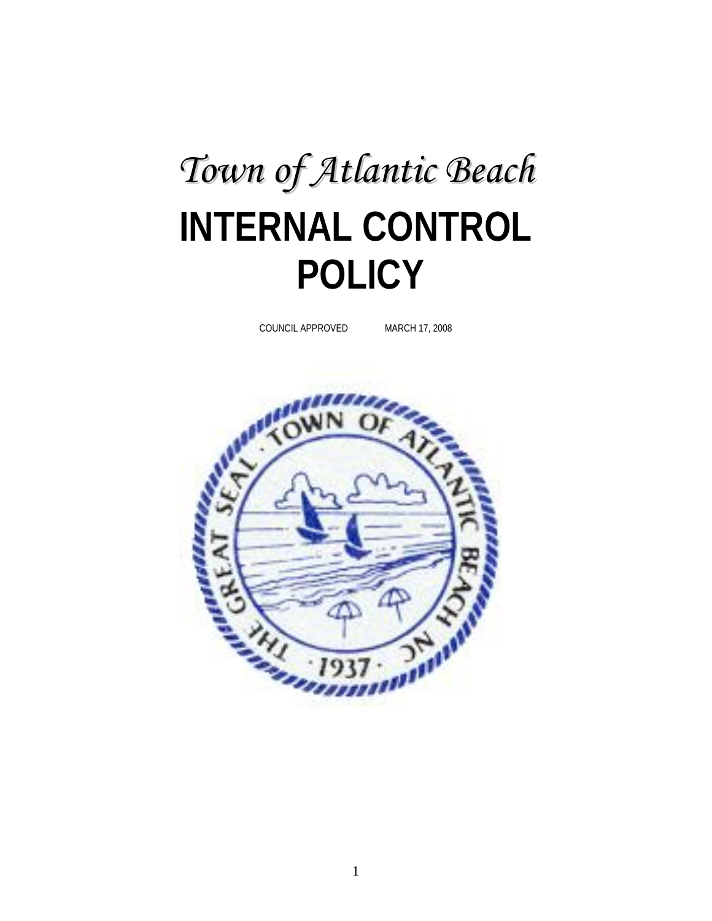*Town of Atlantic Beach*

# INTERNAL CONTROL POLICY

COUNCIL APPROVED MARCH 17, 2008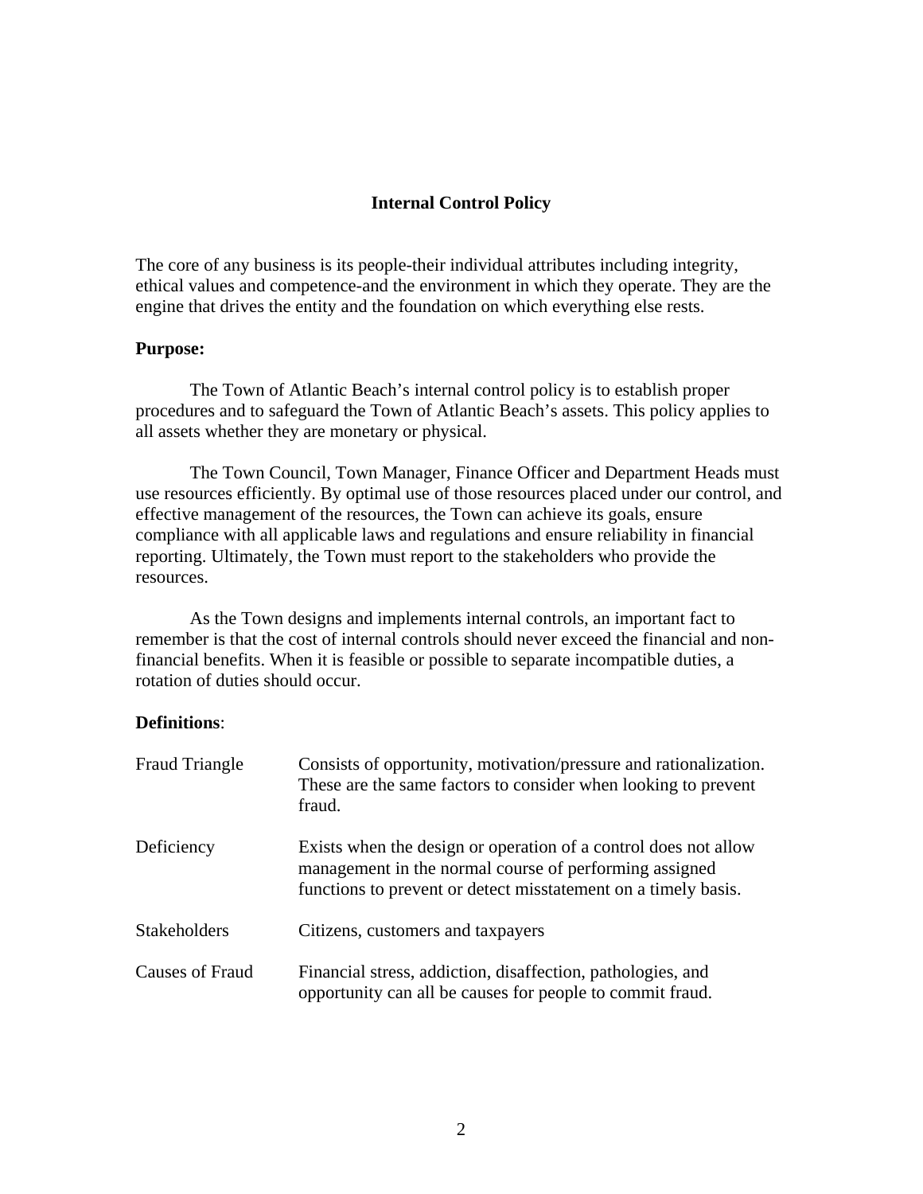# Internal Control Policy

The core of any business is its people-their individual attributes including integrity, ethical values and competence-and the environment in which they operate. They are the engine that drives the entity and the foundation on which everything else rests.

**Purpose:**

The Town of Atlantic Beach's internal control policy is to establish proper procedures and to safeguard the Town of Atlantic Beach's assets. This policy applies to all assets whether they are monetary or physical.

The Town Council, Town Manager, Finance Officer and Department Heads must use resources efficiently. By optimal use of those resources placed under our control, and effective management of the resources, the Town can achieve its goals, ensure compliance with all applicable laws and regulations and ensure reliability in financial reporting. Ultimately, the Town must report to the stakeholders who provide the resources.

As the Town designs and implements internal controls, an important fact to remember is that the cost of internal controls should never exceed the financial and non-financial benefits. When it is feasible or possible to separate incompatible duties, a rotation of duties should occur.

**Definitions**:

| | |
|---|---|
| Fraud Triangle | Consists of opportunity, motivation/pressure and rationalization. These are the same factors to consider when looking to prevent fraud. |
| Deficiency | Exists when the design or operation of a control does not allow management in the normal course of performing assigned functions to prevent or detect misstatement on a timely basis. |
| Stakeholders | Citizens, customers and taxpayers |
| Causes of Fraud | Financial stress, addiction, disaffection, pathologies, and opportunity can all be causes for people to commit fraud. |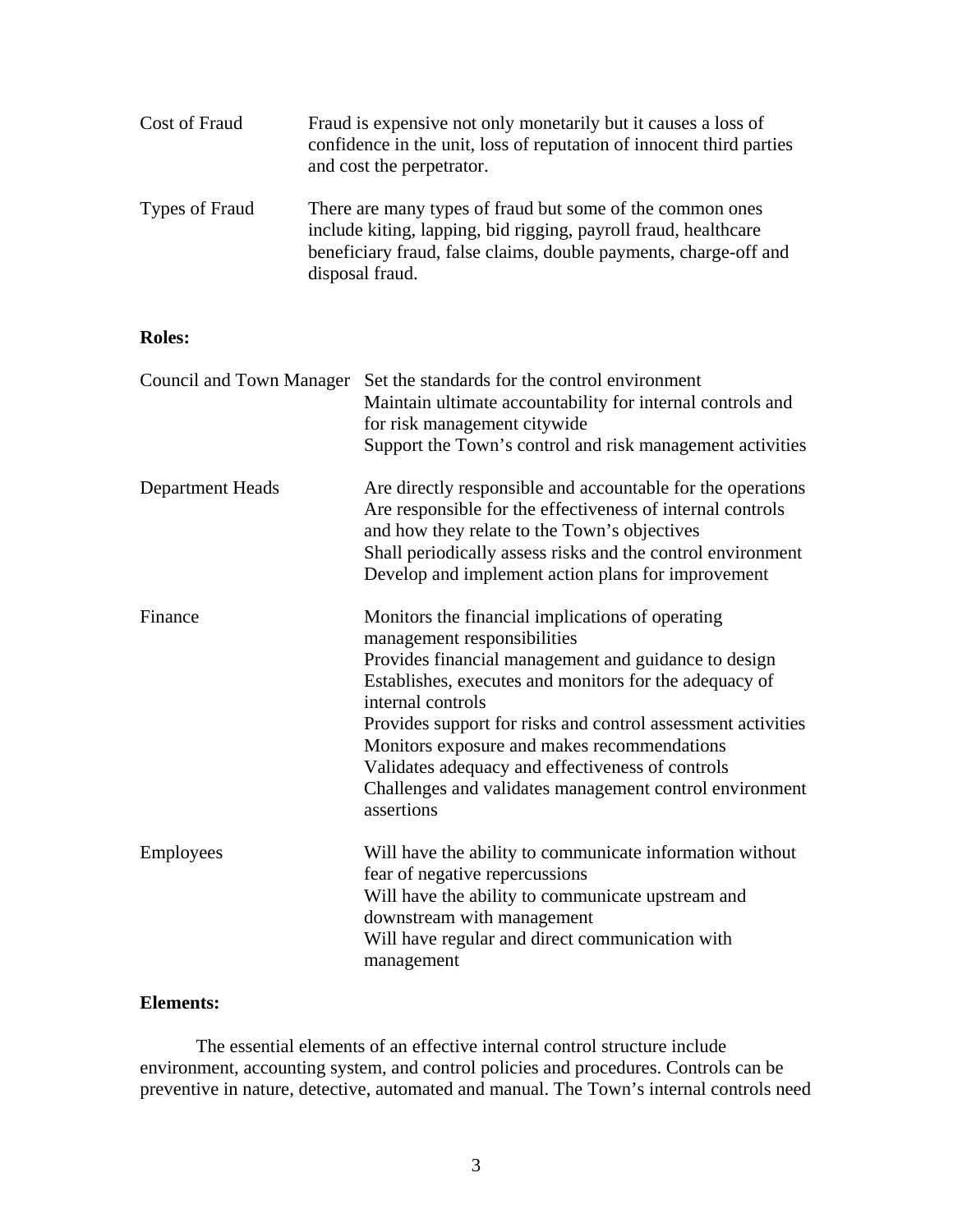| | |
|---|---|
| Cost of Fraud | Fraud is expensive not only monetarily but it causes a loss of confidence in the unit, loss of reputation of innocent third parties and cost the perpetrator. |
| Types of Fraud | There are many types of fraud but some of the common ones include kiting, lapping, bid rigging, payroll fraud, healthcare beneficiary fraud, false claims, double payments, charge-off and disposal fraud. |

**Roles:**

| | |
|---|---|
| Council and Town Manager | Set the standards for the control environment<br>Maintain ultimate accountability for internal controls and for risk management citywide<br>Support the Town's control and risk management activities |
| Department Heads | Are directly responsible and accountable for the operations<br>Are responsible for the effectiveness of internal controls and how they relate to the Town's objectives<br>Shall periodically assess risks and the control environment<br>Develop and implement action plans for improvement |
| Finance | Monitors the financial implications of operating management responsibilities<br>Provides financial management and guidance to design<br>Establishes, executes and monitors for the adequacy of internal controls<br>Provides support for risks and control assessment activities<br>Monitors exposure and makes recommendations<br>Validates adequacy and effectiveness of controls<br>Challenges and validates management control environment assertions |
| Employees | Will have the ability to communicate information without fear of negative repercussions<br>Will have the ability to communicate upstream and downstream with management<br>Will have regular and direct communication with management |

**Elements:**

The essential elements of an effective internal control structure include environment, accounting system, and control policies and procedures. Controls can be preventive in nature, detective, automated and manual. The Town's internal controls need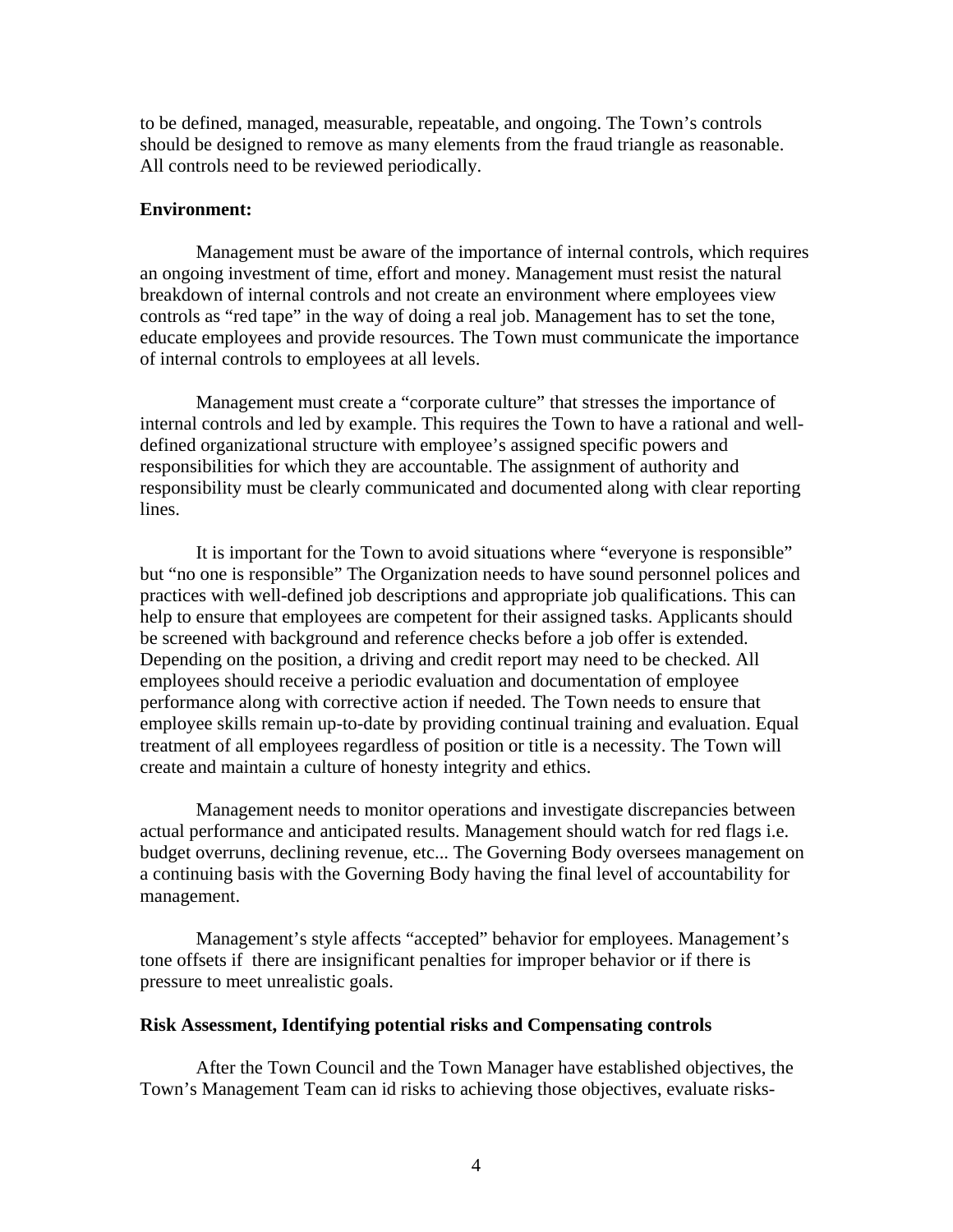to be defined, managed, measurable, repeatable, and ongoing. The Town's controls should be designed to remove as many elements from the fraud triangle as reasonable. All controls need to be reviewed periodically.

**Environment:**

Management must be aware of the importance of internal controls, which requires an ongoing investment of time, effort and money. Management must resist the natural breakdown of internal controls and not create an environment where employees view controls as "red tape" in the way of doing a real job. Management has to set the tone, educate employees and provide resources. The Town must communicate the importance of internal controls to employees at all levels.

Management must create a "corporate culture" that stresses the importance of internal controls and led by example. This requires the Town to have a rational and well-defined organizational structure with employee's assigned specific powers and responsibilities for which they are accountable. The assignment of authority and responsibility must be clearly communicated and documented along with clear reporting lines.

It is important for the Town to avoid situations where "everyone is responsible" but "no one is responsible" The Organization needs to have sound personnel polices and practices with well-defined job descriptions and appropriate job qualifications. This can help to ensure that employees are competent for their assigned tasks. Applicants should be screened with background and reference checks before a job offer is extended. Depending on the position, a driving and credit report may need to be checked. All employees should receive a periodic evaluation and documentation of employee performance along with corrective action if needed. The Town needs to ensure that employee skills remain up-to-date by providing continual training and evaluation. Equal treatment of all employees regardless of position or title is a necessity. The Town will create and maintain a culture of honesty integrity and ethics.

Management needs to monitor operations and investigate discrepancies between actual performance and anticipated results. Management should watch for red flags i.e. budget overruns, declining revenue, etc... The Governing Body oversees management on a continuing basis with the Governing Body having the final level of accountability for management.

Management's style affects "accepted" behavior for employees. Management's tone offsets if there are insignificant penalties for improper behavior or if there is pressure to meet unrealistic goals.

**Risk Assessment, Identifying potential risks and Compensating controls**

After the Town Council and the Town Manager have established objectives, the Town's Management Team can id risks to achieving those objectives, evaluate risks-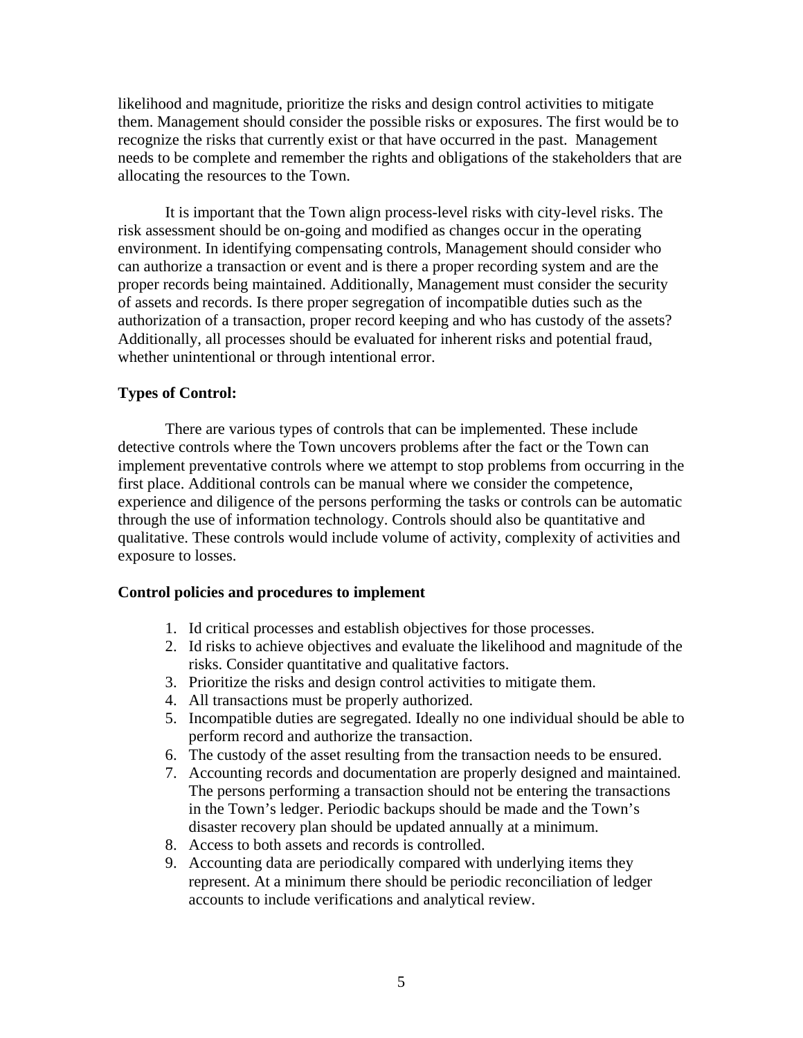likelihood and magnitude, prioritize the risks and design control activities to mitigate them. Management should consider the possible risks or exposures. The first would be to recognize the risks that currently exist or that have occurred in the past. Management needs to be complete and remember the rights and obligations of the stakeholders that are allocating the resources to the Town.

It is important that the Town align process-level risks with city-level risks. The risk assessment should be on-going and modified as changes occur in the operating environment. In identifying compensating controls, Management should consider who can authorize a transaction or event and is there a proper recording system and are the proper records being maintained. Additionally, Management must consider the security of assets and records. Is there proper segregation of incompatible duties such as the authorization of a transaction, proper record keeping and who has custody of the assets? Additionally, all processes should be evaluated for inherent risks and potential fraud, whether unintentional or through intentional error.

**Types of Control:**

There are various types of controls that can be implemented. These include detective controls where the Town uncovers problems after the fact or the Town can implement preventative controls where we attempt to stop problems from occurring in the first place. Additional controls can be manual where we consider the competence, experience and diligence of the persons performing the tasks or controls can be automatic through the use of information technology. Controls should also be quantitative and qualitative. These controls would include volume of activity, complexity of activities and exposure to losses.

**Control policies and procedures to implement**

1. Id critical processes and establish objectives for those processes.
2. Id risks to achieve objectives and evaluate the likelihood and magnitude of the risks. Consider quantitative and qualitative factors.
3. Prioritize the risks and design control activities to mitigate them.
4. All transactions must be properly authorized.
5. Incompatible duties are segregated. Ideally no one individual should be able to perform record and authorize the transaction.
6. The custody of the asset resulting from the transaction needs to be ensured.
7. Accounting records and documentation are properly designed and maintained. The persons performing a transaction should not be entering the transactions in the Town's ledger. Periodic backups should be made and the Town's disaster recovery plan should be updated annually at a minimum.
8. Access to both assets and records is controlled.
9. Accounting data are periodically compared with underlying items they represent. At a minimum there should be periodic reconciliation of ledger accounts to include verifications and analytical review.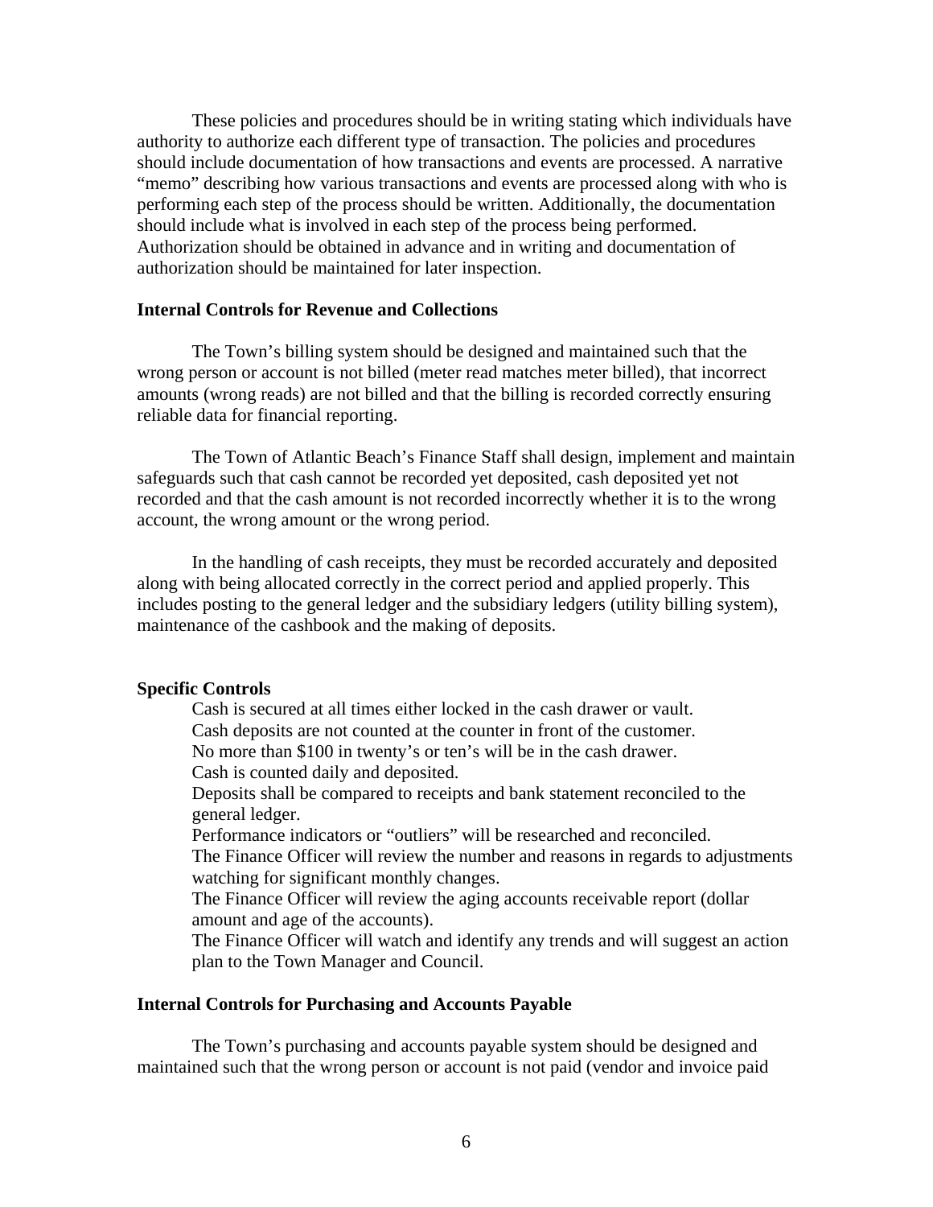These policies and procedures should be in writing stating which individuals have authority to authorize each different type of transaction. The policies and procedures should include documentation of how transactions and events are processed. A narrative "memo" describing how various transactions and events are processed along with who is performing each step of the process should be written. Additionally, the documentation should include what is involved in each step of the process being performed. Authorization should be obtained in advance and in writing and documentation of authorization should be maintained for later inspection.

**Internal Controls for Revenue and Collections**

The Town's billing system should be designed and maintained such that the wrong person or account is not billed (meter read matches meter billed), that incorrect amounts (wrong reads) are not billed and that the billing is recorded correctly ensuring reliable data for financial reporting.

The Town of Atlantic Beach's Finance Staff shall design, implement and maintain safeguards such that cash cannot be recorded yet deposited, cash deposited yet not recorded and that the cash amount is not recorded incorrectly whether it is to the wrong account, the wrong amount or the wrong period.

In the handling of cash receipts, they must be recorded accurately and deposited along with being allocated correctly in the correct period and applied properly. This includes posting to the general ledger and the subsidiary ledgers (utility billing system), maintenance of the cashbook and the making of deposits.

**Specific Controls**

Cash is secured at all times either locked in the cash drawer or vault.
Cash deposits are not counted at the counter in front of the customer.
No more than $100 in twenty's or ten's will be in the cash drawer.
Cash is counted daily and deposited.
Deposits shall be compared to receipts and bank statement reconciled to the general ledger.
Performance indicators or "outliers" will be researched and reconciled.
The Finance Officer will review the number and reasons in regards to adjustments watching for significant monthly changes.
The Finance Officer will review the aging accounts receivable report (dollar amount and age of the accounts).
The Finance Officer will watch and identify any trends and will suggest an action plan to the Town Manager and Council.

**Internal Controls for Purchasing and Accounts Payable**

The Town's purchasing and accounts payable system should be designed and maintained such that the wrong person or account is not paid (vendor and invoice paid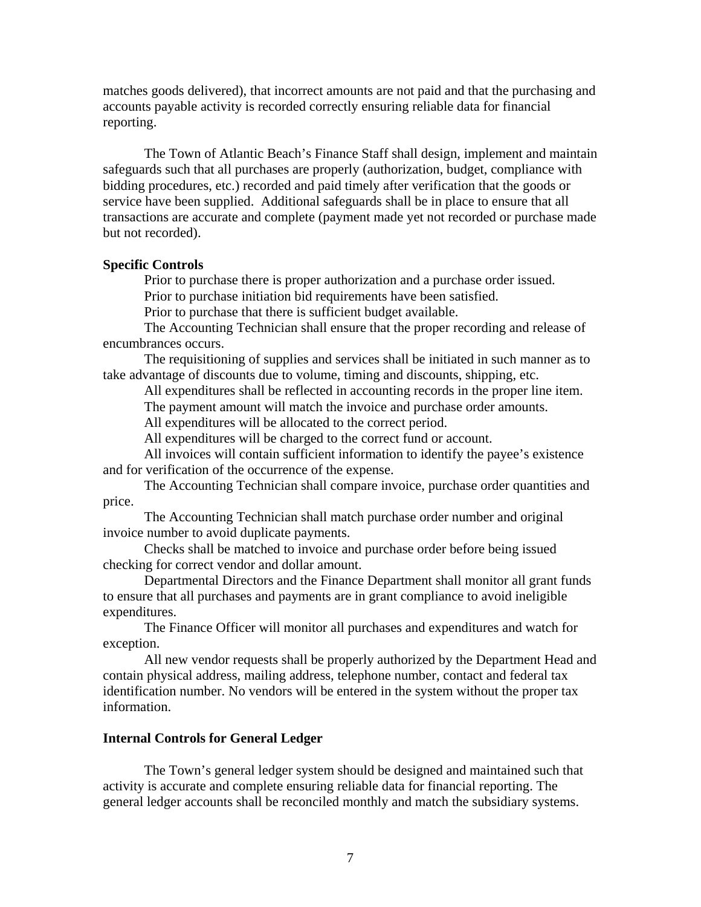matches goods delivered), that incorrect amounts are not paid and that the purchasing and accounts payable activity is recorded correctly ensuring reliable data for financial reporting.

The Town of Atlantic Beach's Finance Staff shall design, implement and maintain safeguards such that all purchases are properly (authorization, budget, compliance with bidding procedures, etc.) recorded and paid timely after verification that the goods or service have been supplied. Additional safeguards shall be in place to ensure that all transactions are accurate and complete (payment made yet not recorded or purchase made but not recorded).

**Specific Controls**

Prior to purchase there is proper authorization and a purchase order issued.

Prior to purchase initiation bid requirements have been satisfied.

Prior to purchase that there is sufficient budget available.

The Accounting Technician shall ensure that the proper recording and release of encumbrances occurs.

The requisitioning of supplies and services shall be initiated in such manner as to take advantage of discounts due to volume, timing and discounts, shipping, etc.

All expenditures shall be reflected in accounting records in the proper line item.

The payment amount will match the invoice and purchase order amounts.

All expenditures will be allocated to the correct period.

All expenditures will be charged to the correct fund or account.

All invoices will contain sufficient information to identify the payee's existence and for verification of the occurrence of the expense.

The Accounting Technician shall compare invoice, purchase order quantities and price.

The Accounting Technician shall match purchase order number and original invoice number to avoid duplicate payments.

Checks shall be matched to invoice and purchase order before being issued checking for correct vendor and dollar amount.

Departmental Directors and the Finance Department shall monitor all grant funds to ensure that all purchases and payments are in grant compliance to avoid ineligible expenditures.

The Finance Officer will monitor all purchases and expenditures and watch for exception.

All new vendor requests shall be properly authorized by the Department Head and contain physical address, mailing address, telephone number, contact and federal tax identification number. No vendors will be entered in the system without the proper tax information.

**Internal Controls for General Ledger**

The Town's general ledger system should be designed and maintained such that activity is accurate and complete ensuring reliable data for financial reporting. The general ledger accounts shall be reconciled monthly and match the subsidiary systems.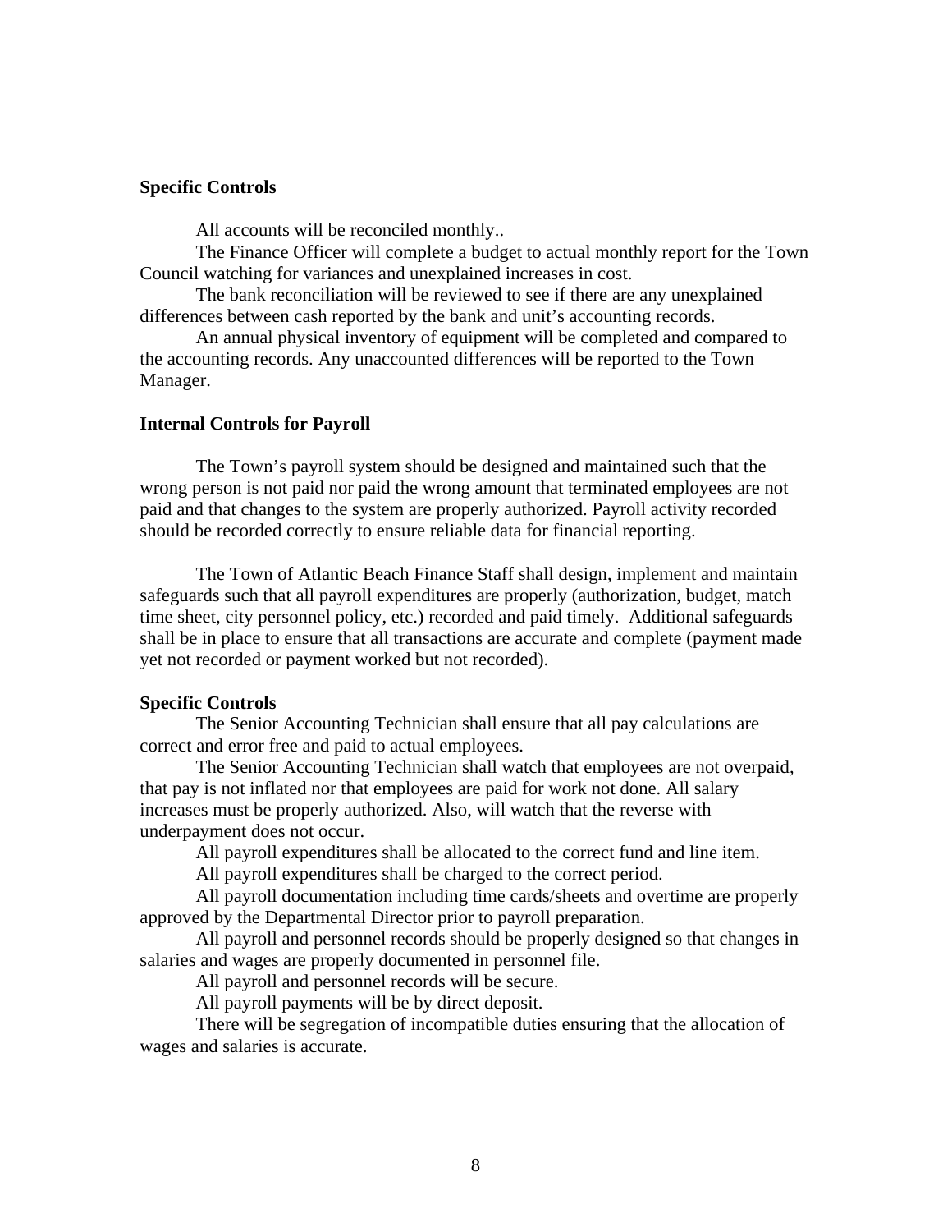**Specific Controls**

All accounts will be reconciled monthly..

The Finance Officer will complete a budget to actual monthly report for the Town Council watching for variances and unexplained increases in cost.

The bank reconciliation will be reviewed to see if there are any unexplained differences between cash reported by the bank and unit's accounting records.

An annual physical inventory of equipment will be completed and compared to the accounting records. Any unaccounted differences will be reported to the Town Manager.

**Internal Controls for Payroll**

The Town's payroll system should be designed and maintained such that the wrong person is not paid nor paid the wrong amount that terminated employees are not paid and that changes to the system are properly authorized. Payroll activity recorded should be recorded correctly to ensure reliable data for financial reporting.

The Town of Atlantic Beach Finance Staff shall design, implement and maintain safeguards such that all payroll expenditures are properly (authorization, budget, match time sheet, city personnel policy, etc.) recorded and paid timely. Additional safeguards shall be in place to ensure that all transactions are accurate and complete (payment made yet not recorded or payment worked but not recorded).

**Specific Controls**

The Senior Accounting Technician shall ensure that all pay calculations are correct and error free and paid to actual employees.

The Senior Accounting Technician shall watch that employees are not overpaid, that pay is not inflated nor that employees are paid for work not done. All salary increases must be properly authorized. Also, will watch that the reverse with underpayment does not occur.

All payroll expenditures shall be allocated to the correct fund and line item.

All payroll expenditures shall be charged to the correct period.

All payroll documentation including time cards/sheets and overtime are properly approved by the Departmental Director prior to payroll preparation.

All payroll and personnel records should be properly designed so that changes in salaries and wages are properly documented in personnel file.

All payroll and personnel records will be secure.

All payroll payments will be by direct deposit.

There will be segregation of incompatible duties ensuring that the allocation of wages and salaries is accurate.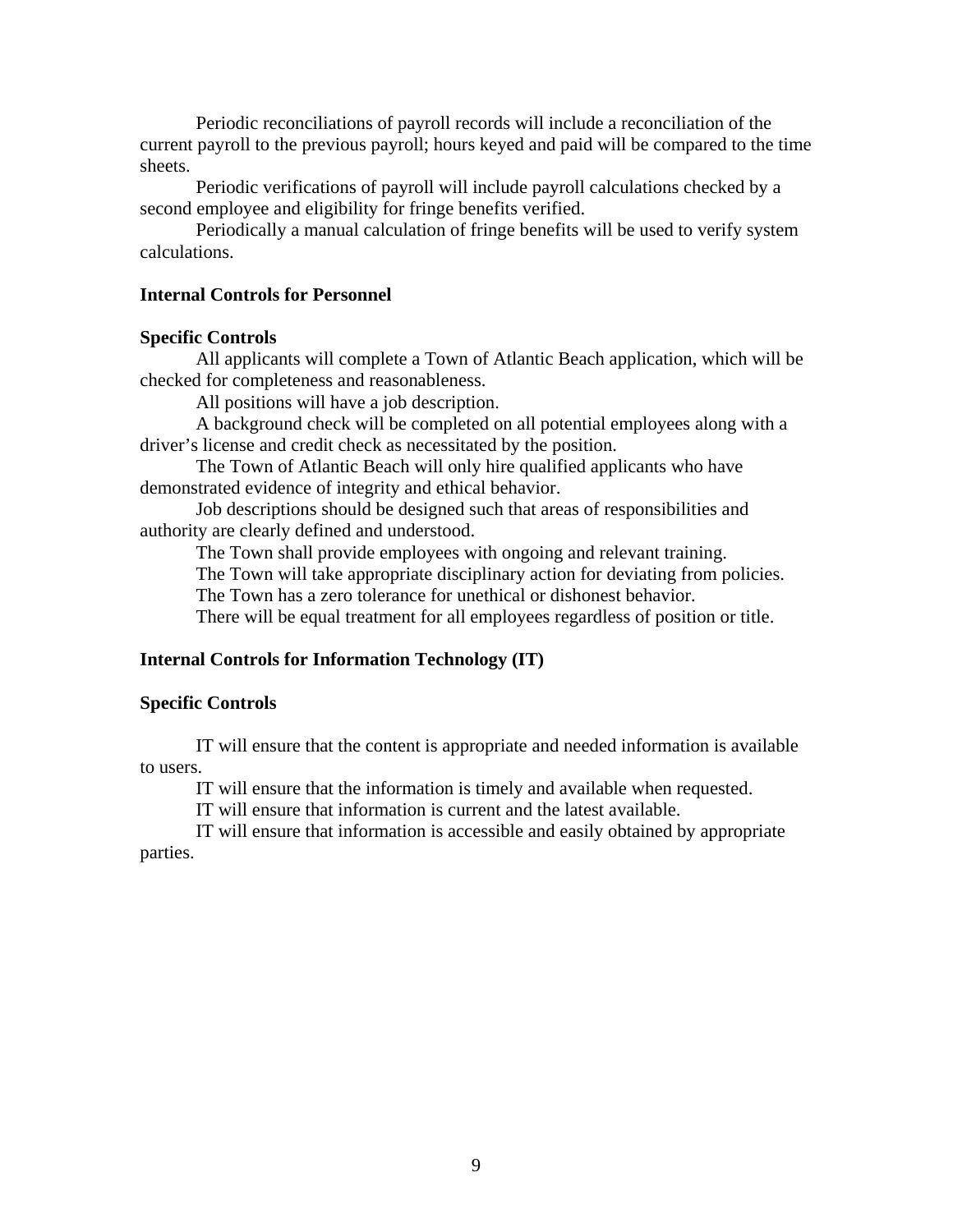Periodic reconciliations of payroll records will include a reconciliation of the current payroll to the previous payroll; hours keyed and paid will be compared to the time sheets.

Periodic verifications of payroll will include payroll calculations checked by a second employee and eligibility for fringe benefits verified.

Periodically a manual calculation of fringe benefits will be used to verify system calculations.

**Internal Controls for Personnel**

**Specific Controls**

All applicants will complete a Town of Atlantic Beach application, which will be checked for completeness and reasonableness.

All positions will have a job description.

A background check will be completed on all potential employees along with a driver's license and credit check as necessitated by the position.

The Town of Atlantic Beach will only hire qualified applicants who have demonstrated evidence of integrity and ethical behavior.

Job descriptions should be designed such that areas of responsibilities and authority are clearly defined and understood.

The Town shall provide employees with ongoing and relevant training.

The Town will take appropriate disciplinary action for deviating from policies.

The Town has a zero tolerance for unethical or dishonest behavior.

There will be equal treatment for all employees regardless of position or title.

**Internal Controls for Information Technology (IT)**

**Specific Controls**

IT will ensure that the content is appropriate and needed information is available to users.

IT will ensure that the information is timely and available when requested.

IT will ensure that information is current and the latest available.

IT will ensure that information is accessible and easily obtained by appropriate parties.